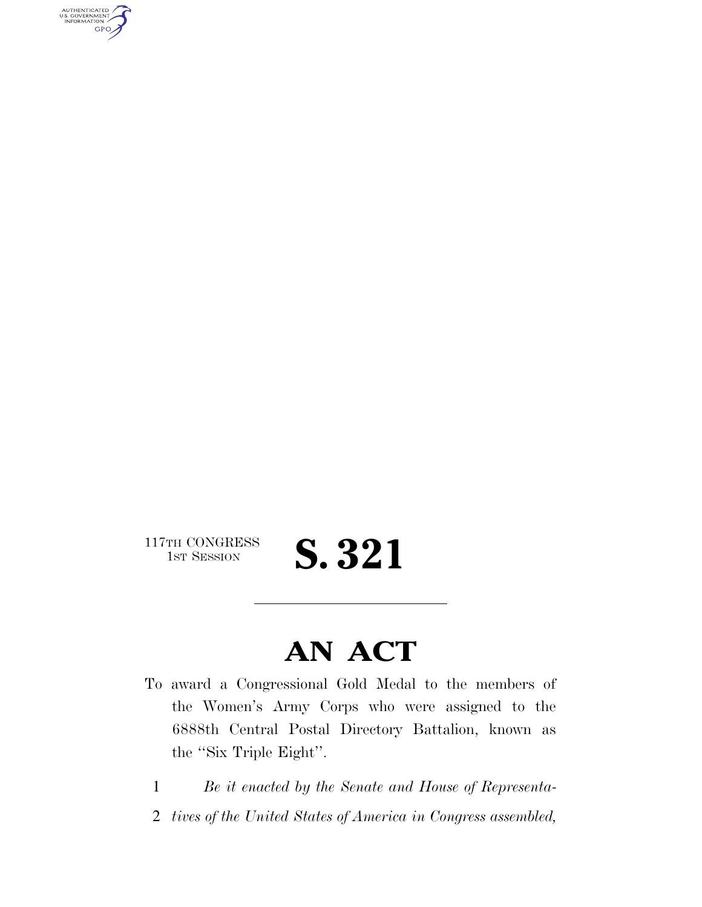117TH CONGRESS
1ST SESSION

# S. 321

## AN ACT

To award a Congressional Gold Medal to the members of the Women's Army Corps who were assigned to the 6888th Central Postal Directory Battalion, known as the ''Six Triple Eight''.

1 *Be it enacted by the Senate and House of Representa-*
2 *tives of the United States of America in Congress assembled,*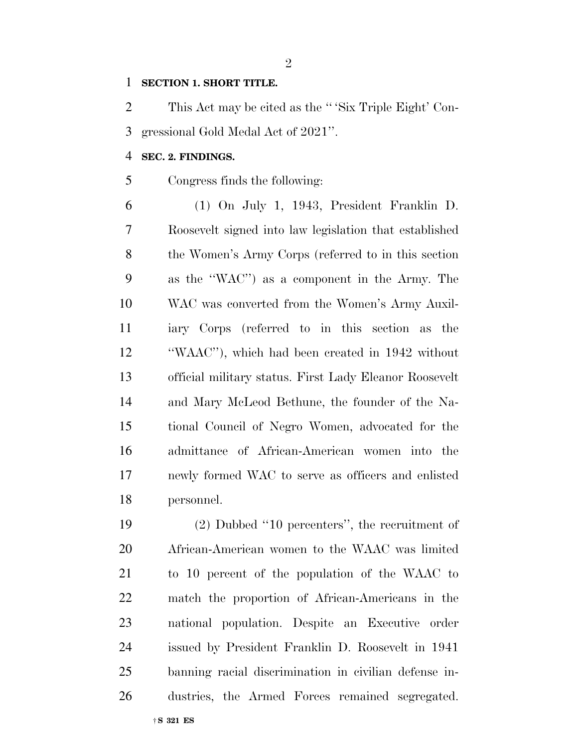**SECTION 1. SHORT TITLE.**

This Act may be cited as the "'Six Triple Eight' Congressional Gold Medal Act of 2021".

**SEC. 2. FINDINGS.**

Congress finds the following:

(1) On July 1, 1943, President Franklin D. Roosevelt signed into law legislation that established the Women's Army Corps (referred to in this section as the "WAC") as a component in the Army. The WAC was converted from the Women's Army Auxiliary Corps (referred to in this section as the "WAAC"), which had been created in 1942 without official military status. First Lady Eleanor Roosevelt and Mary McLeod Bethune, the founder of the National Council of Negro Women, advocated for the admittance of African-American women into the newly formed WAC to serve as officers and enlisted personnel.

(2) Dubbed "10 percenters", the recruitment of African-American women to the WAAC was limited to 10 percent of the population of the WAAC to match the proportion of African-Americans in the national population. Despite an Executive order issued by President Franklin D. Roosevelt in 1941 banning racial discrimination in civilian defense industries, the Armed Forces remained segregated.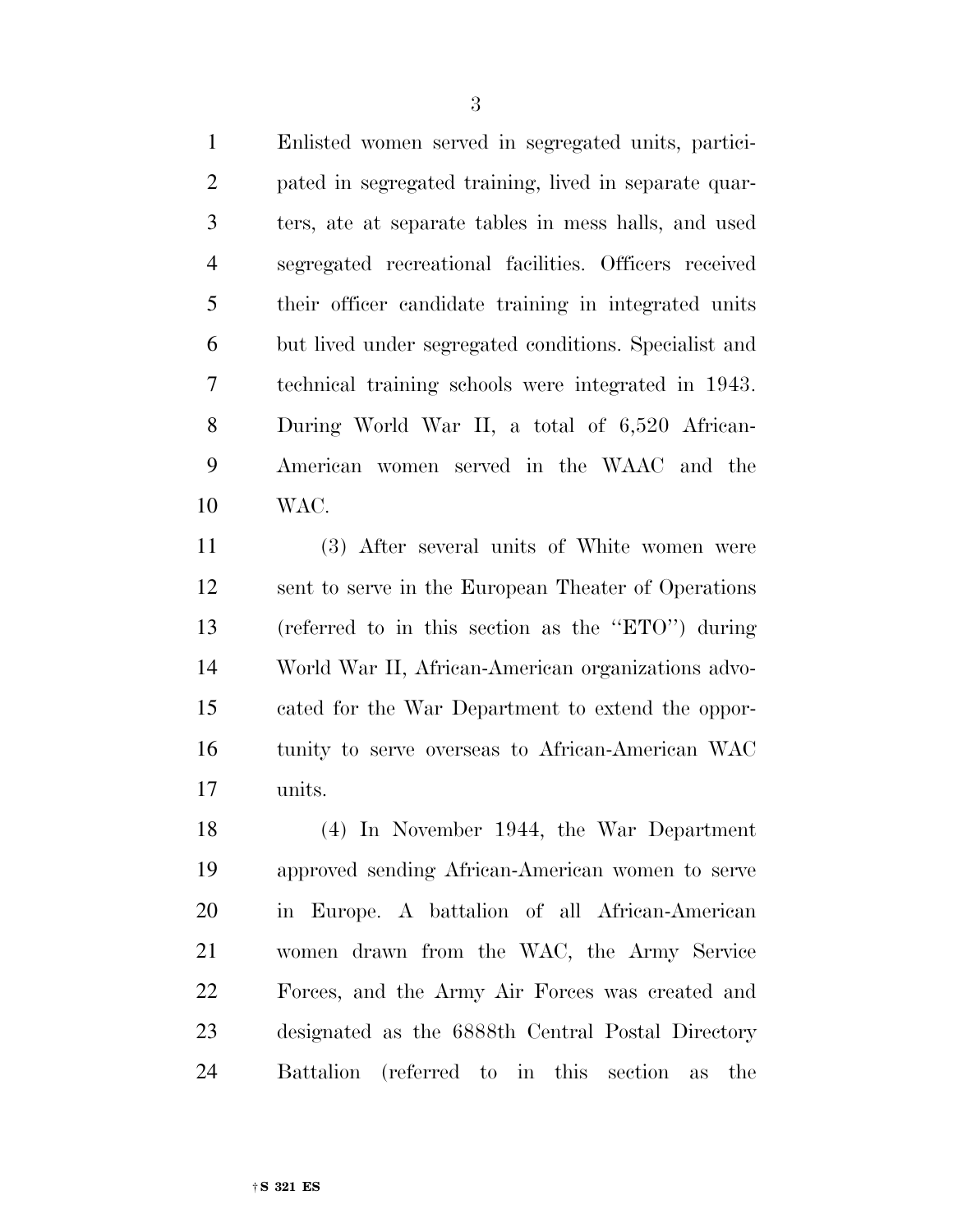Enlisted women served in segregated units, participated in segregated training, lived in separate quarters, ate at separate tables in mess halls, and used segregated recreational facilities. Officers received their officer candidate training in integrated units but lived under segregated conditions. Specialist and technical training schools were integrated in 1943. During World War II, a total of 6,520 African-American women served in the WAAC and the WAC.

(3) After several units of White women were sent to serve in the European Theater of Operations (referred to in this section as the ''ETO'') during World War II, African-American organizations advocated for the War Department to extend the opportunity to serve overseas to African-American WAC units.

(4) In November 1944, the War Department approved sending African-American women to serve in Europe. A battalion of all African-American women drawn from the WAC, the Army Service Forces, and the Army Air Forces was created and designated as the 6888th Central Postal Directory Battalion (referred to in this section as the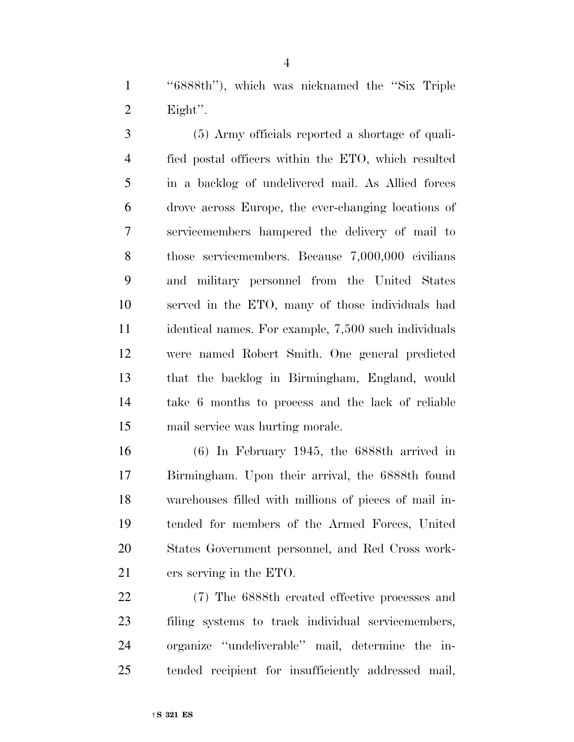''6888th''), which was nicknamed the ''Six Triple Eight''.

(5) Army officials reported a shortage of qualified postal officers within the ETO, which resulted in a backlog of undelivered mail. As Allied forces drove across Europe, the ever-changing locations of servicemembers hampered the delivery of mail to those servicemembers. Because 7,000,000 civilians and military personnel from the United States served in the ETO, many of those individuals had identical names. For example, 7,500 such individuals were named Robert Smith. One general predicted that the backlog in Birmingham, England, would take 6 months to process and the lack of reliable mail service was hurting morale.

(6) In February 1945, the 6888th arrived in Birmingham. Upon their arrival, the 6888th found warehouses filled with millions of pieces of mail intended for members of the Armed Forces, United States Government personnel, and Red Cross workers serving in the ETO.

(7) The 6888th created effective processes and filing systems to track individual servicemembers, organize ''undeliverable'' mail, determine the intended recipient for insufficiently addressed mail,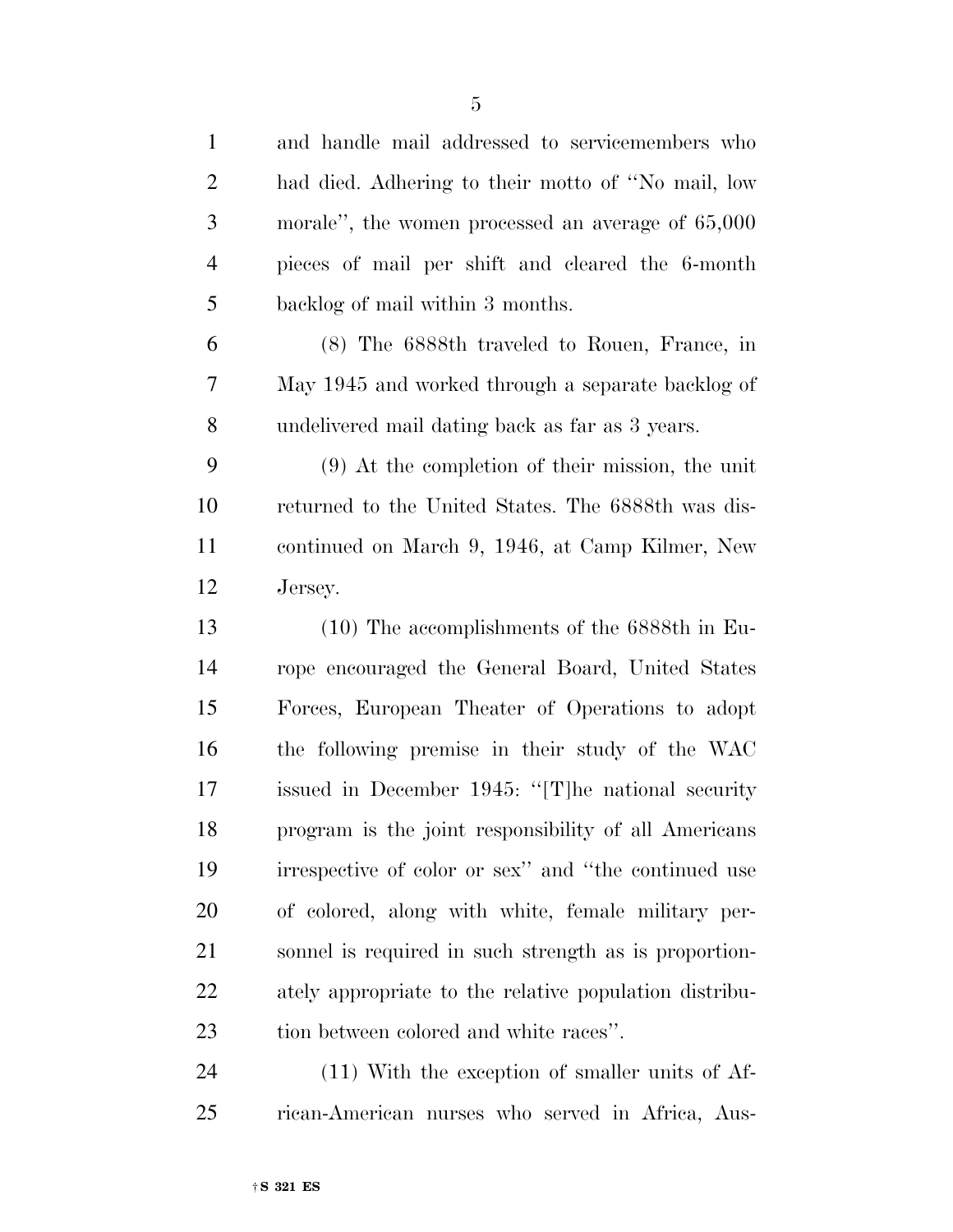and handle mail addressed to servicemembers who had died. Adhering to their motto of ''No mail, low morale'', the women processed an average of 65,000 pieces of mail per shift and cleared the 6-month backlog of mail within 3 months.

(8) The 6888th traveled to Rouen, France, in May 1945 and worked through a separate backlog of undelivered mail dating back as far as 3 years.

(9) At the completion of their mission, the unit returned to the United States. The 6888th was discontinued on March 9, 1946, at Camp Kilmer, New Jersey.

(10) The accomplishments of the 6888th in Europe encouraged the General Board, United States Forces, European Theater of Operations to adopt the following premise in their study of the WAC issued in December 1945: ''[T]he national security program is the joint responsibility of all Americans irrespective of color or sex'' and ''the continued use of colored, along with white, female military personnel is required in such strength as is proportionately appropriate to the relative population distribution between colored and white races''.

(11) With the exception of smaller units of African-American nurses who served in Africa, Aus-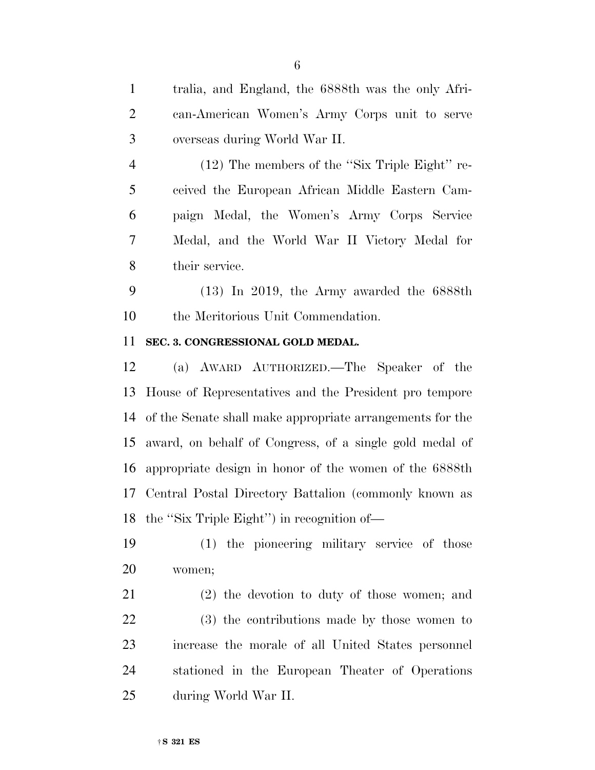tralia, and England, the 6888th was the only African-American Women's Army Corps unit to serve overseas during World War II.

(12) The members of the ''Six Triple Eight'' received the European African Middle Eastern Campaign Medal, the Women's Army Corps Service Medal, and the World War II Victory Medal for their service.

(13) In 2019, the Army awarded the 6888th the Meritorious Unit Commendation.

**SEC. 3. CONGRESSIONAL GOLD MEDAL.**

(a) AWARD AUTHORIZED.—The Speaker of the House of Representatives and the President pro tempore of the Senate shall make appropriate arrangements for the award, on behalf of Congress, of a single gold medal of appropriate design in honor of the women of the 6888th Central Postal Directory Battalion (commonly known as the ''Six Triple Eight'') in recognition of—

(1) the pioneering military service of those women;

(2) the devotion to duty of those women; and

(3) the contributions made by those women to increase the morale of all United States personnel stationed in the European Theater of Operations during World War II.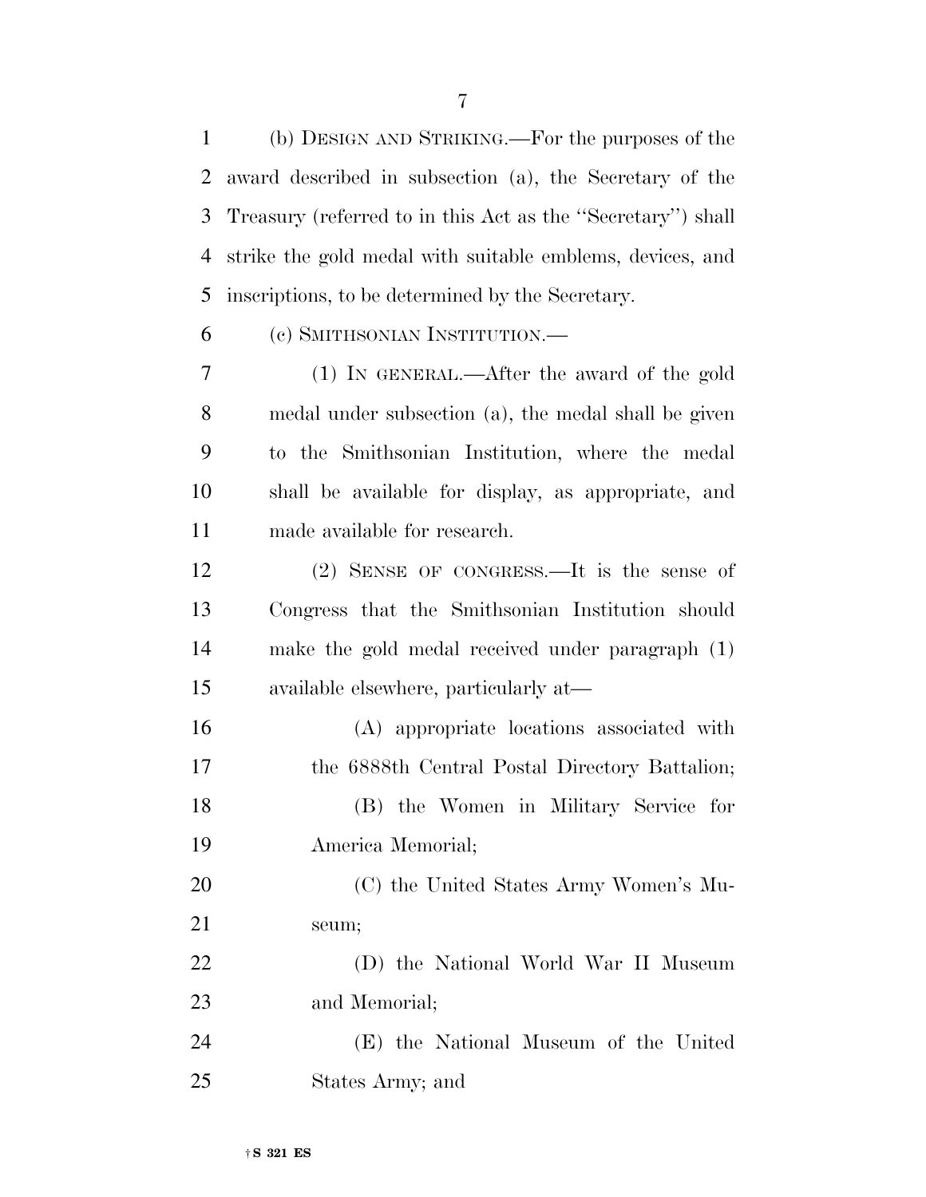(b) DESIGN AND STRIKING.—For the purposes of the award described in subsection (a), the Secretary of the Treasury (referred to in this Act as the "Secretary") shall strike the gold medal with suitable emblems, devices, and inscriptions, to be determined by the Secretary.

(c) SMITHSONIAN INSTITUTION.—

(1) IN GENERAL.—After the award of the gold medal under subsection (a), the medal shall be given to the Smithsonian Institution, where the medal shall be available for display, as appropriate, and made available for research.

(2) SENSE OF CONGRESS.—It is the sense of Congress that the Smithsonian Institution should make the gold medal received under paragraph (1) available elsewhere, particularly at—

(A) appropriate locations associated with the 6888th Central Postal Directory Battalion;

(B) the Women in Military Service for America Memorial;

(C) the United States Army Women's Museum;

(D) the National World War II Museum and Memorial;

(E) the National Museum of the United States Army; and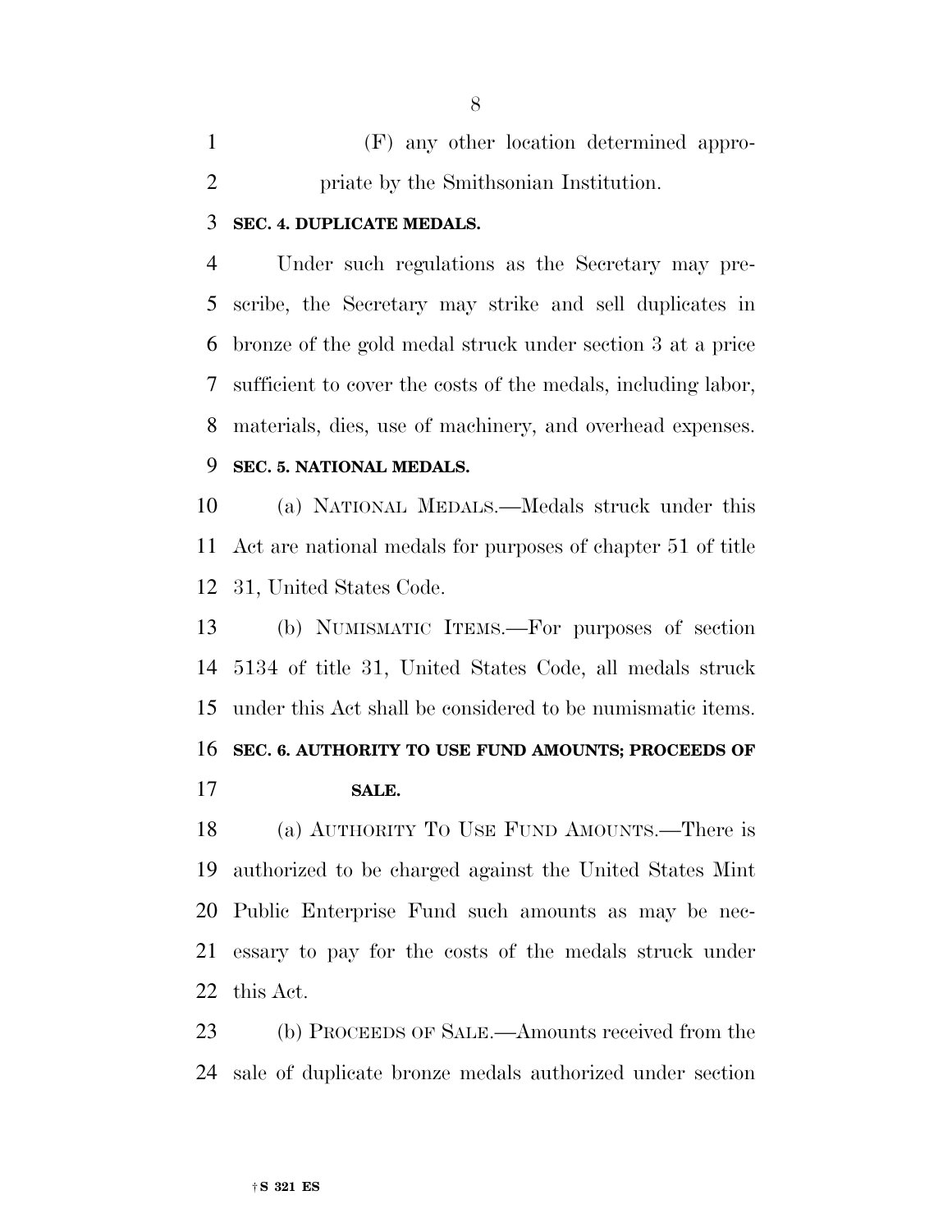(F) any other location determined appropriate by the Smithsonian Institution.

**SEC. 4. DUPLICATE MEDALS.**

Under such regulations as the Secretary may prescribe, the Secretary may strike and sell duplicates in bronze of the gold medal struck under section 3 at a price sufficient to cover the costs of the medals, including labor, materials, dies, use of machinery, and overhead expenses.

**SEC. 5. NATIONAL MEDALS.**

(a) NATIONAL MEDALS.—Medals struck under this Act are national medals for purposes of chapter 51 of title 31, United States Code.

(b) NUMISMATIC ITEMS.—For purposes of section 5134 of title 31, United States Code, all medals struck under this Act shall be considered to be numismatic items.

**SEC. 6. AUTHORITY TO USE FUND AMOUNTS; PROCEEDS OF SALE.**

(a) AUTHORITY TO USE FUND AMOUNTS.—There is authorized to be charged against the United States Mint Public Enterprise Fund such amounts as may be necessary to pay for the costs of the medals struck under this Act.

(b) PROCEEDS OF SALE.—Amounts received from the sale of duplicate bronze medals authorized under section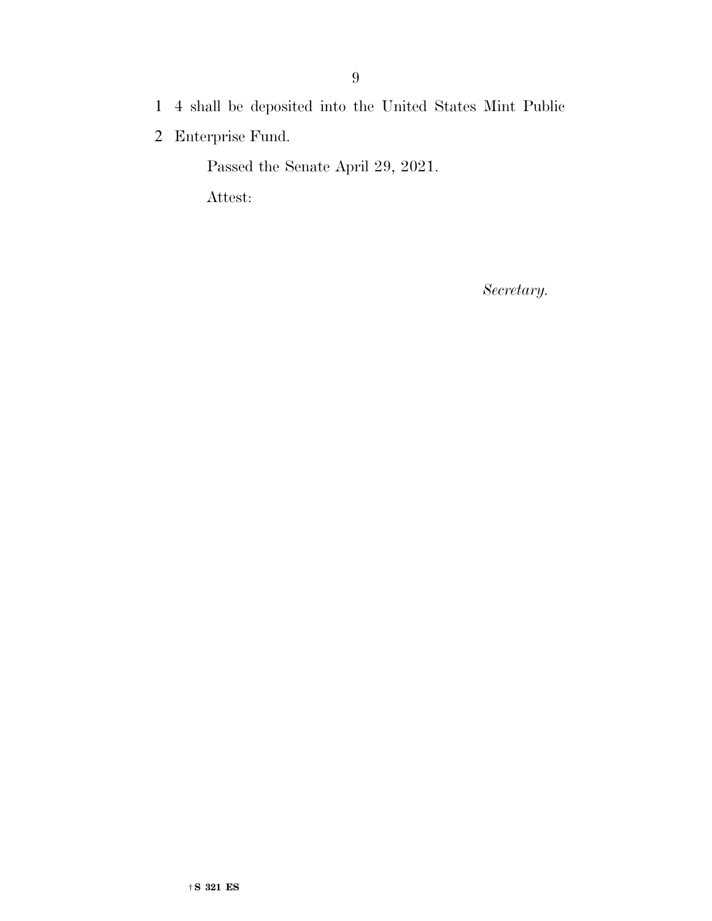4 shall be deposited into the United States Mint Public Enterprise Fund.

Passed the Senate April 29, 2021.

Attest:

*Secretary.*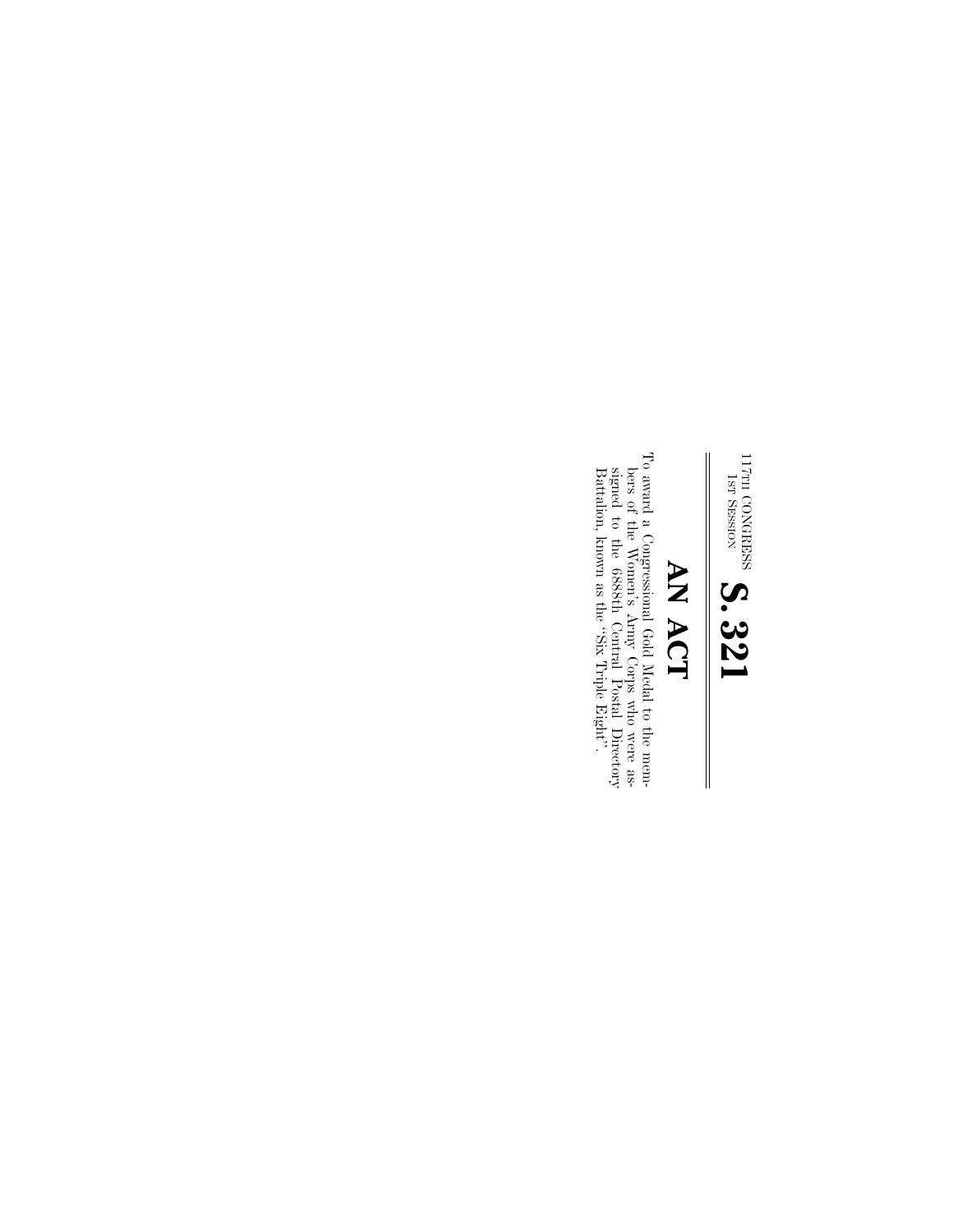117TH CONGRESS
1ST SESSION

# S. 321

# AN ACT

To award a Congressional Gold Medal to the members of the Women's Army Corps who were assigned to the 6888th Central Postal Directory Battalion, known as the "Six Triple Eight".